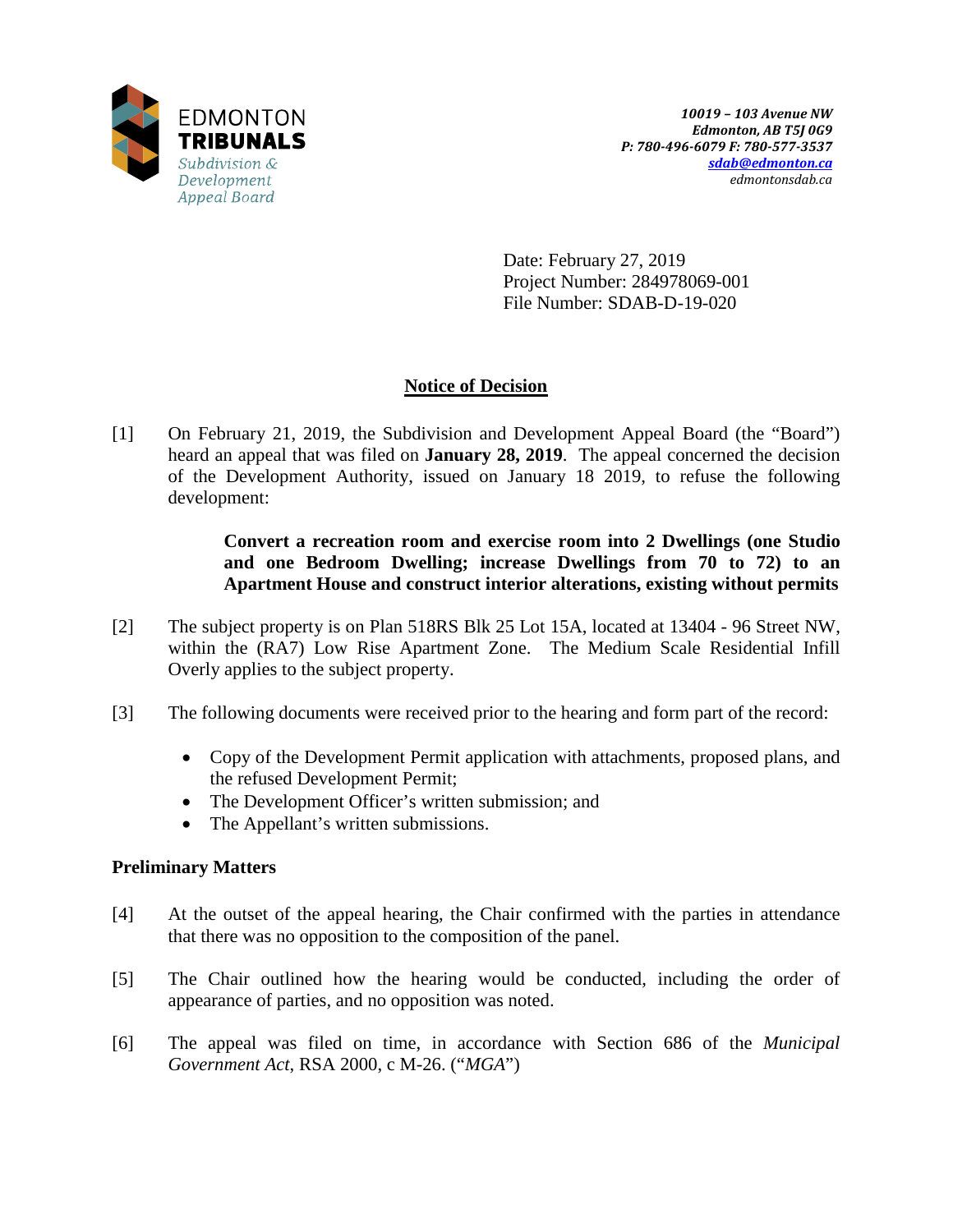EDMONTON
**TRIBUNALS**
*Subdivision & Development Appeal Board*

*10019 – 103 Avenue NW*
*Edmonton, AB T5J 0G9*
*P: 780-496-6079 F: 780-577-3537*
*sdab@edmonton.ca*
*edmontonsdab.ca*

Date: February 27, 2019
Project Number: 284978069-001
File Number: SDAB-D-19-020

## Notice of Decision

[1] On February 21, 2019, the Subdivision and Development Appeal Board (the "Board") heard an appeal that was filed on **January 28, 2019**. The appeal concerned the decision of the Development Authority, issued on January 18 2019, to refuse the following development:

> **Convert a recreation room and exercise room into 2 Dwellings (one Studio and one Bedroom Dwelling; increase Dwellings from 70 to 72) to an Apartment House and construct interior alterations, existing without permits**

[2] The subject property is on Plan 518RS Blk 25 Lot 15A, located at 13404 - 96 Street NW, within the (RA7) Low Rise Apartment Zone. The Medium Scale Residential Infill Overly applies to the subject property.

[3] The following documents were received prior to the hearing and form part of the record:

- Copy of the Development Permit application with attachments, proposed plans, and the refused Development Permit;
- The Development Officer's written submission; and
- The Appellant's written submissions.

### Preliminary Matters

[4] At the outset of the appeal hearing, the Chair confirmed with the parties in attendance that there was no opposition to the composition of the panel.

[5] The Chair outlined how the hearing would be conducted, including the order of appearance of parties, and no opposition was noted.

[6] The appeal was filed on time, in accordance with Section 686 of the *Municipal Government Act*, RSA 2000, c M-26. ("*MGA*")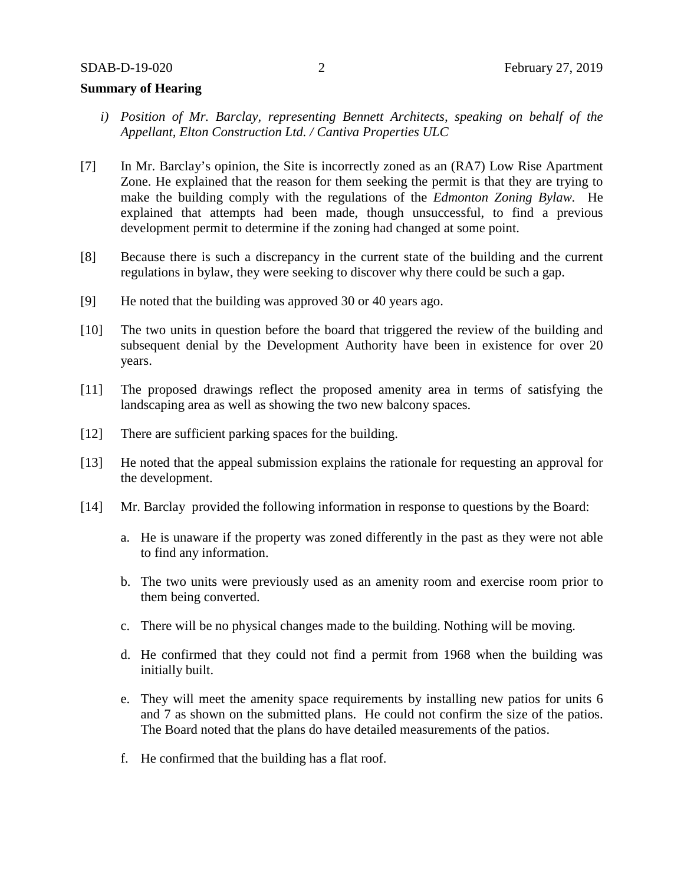**Summary of Hearing**

*i) Position of Mr. Barclay, representing Bennett Architects, speaking on behalf of the Appellant, Elton Construction Ltd. / Cantiva Properties ULC*

[7] In Mr. Barclay's opinion, the Site is incorrectly zoned as an (RA7) Low Rise Apartment Zone. He explained that the reason for them seeking the permit is that they are trying to make the building comply with the regulations of the *Edmonton Zoning Bylaw.* He explained that attempts had been made, though unsuccessful, to find a previous development permit to determine if the zoning had changed at some point.

[8] Because there is such a discrepancy in the current state of the building and the current regulations in bylaw, they were seeking to discover why there could be such a gap.

[9] He noted that the building was approved 30 or 40 years ago.

[10] The two units in question before the board that triggered the review of the building and subsequent denial by the Development Authority have been in existence for over 20 years.

[11] The proposed drawings reflect the proposed amenity area in terms of satisfying the landscaping area as well as showing the two new balcony spaces.

[12] There are sufficient parking spaces for the building.

[13] He noted that the appeal submission explains the rationale for requesting an approval for the development.

[14] Mr. Barclay provided the following information in response to questions by the Board:

a. He is unaware if the property was zoned differently in the past as they were not able to find any information.

b. The two units were previously used as an amenity room and exercise room prior to them being converted.

c. There will be no physical changes made to the building. Nothing will be moving.

d. He confirmed that they could not find a permit from 1968 when the building was initially built.

e. They will meet the amenity space requirements by installing new patios for units 6 and 7 as shown on the submitted plans. He could not confirm the size of the patios. The Board noted that the plans do have detailed measurements of the patios.

f. He confirmed that the building has a flat roof.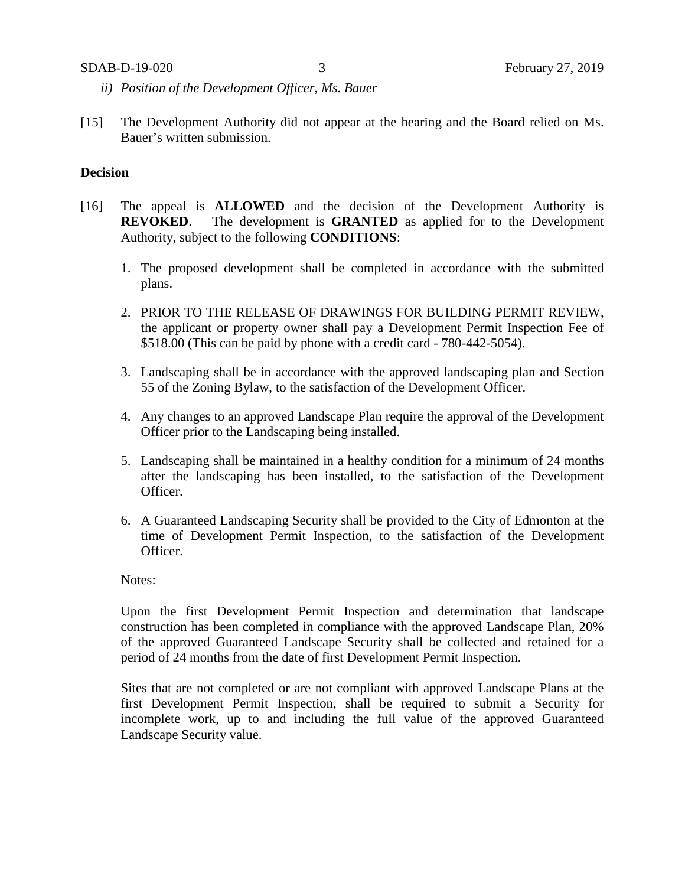*ii) Position of the Development Officer, Ms. Bauer*

[15] The Development Authority did not appear at the hearing and the Board relied on Ms. Bauer's written submission.

**Decision**

[16] The appeal is **ALLOWED** and the decision of the Development Authority is **REVOKED**. The development is **GRANTED** as applied for to the Development Authority, subject to the following **CONDITIONS**:

1. The proposed development shall be completed in accordance with the submitted plans.
2. PRIOR TO THE RELEASE OF DRAWINGS FOR BUILDING PERMIT REVIEW, the applicant or property owner shall pay a Development Permit Inspection Fee of $518.00 (This can be paid by phone with a credit card - 780-442-5054).
3. Landscaping shall be in accordance with the approved landscaping plan and Section 55 of the Zoning Bylaw, to the satisfaction of the Development Officer.
4. Any changes to an approved Landscape Plan require the approval of the Development Officer prior to the Landscaping being installed.
5. Landscaping shall be maintained in a healthy condition for a minimum of 24 months after the landscaping has been installed, to the satisfaction of the Development Officer.
6. A Guaranteed Landscaping Security shall be provided to the City of Edmonton at the time of Development Permit Inspection, to the satisfaction of the Development Officer.

Notes:

Upon the first Development Permit Inspection and determination that landscape construction has been completed in compliance with the approved Landscape Plan, 20% of the approved Guaranteed Landscape Security shall be collected and retained for a period of 24 months from the date of first Development Permit Inspection.

Sites that are not completed or are not compliant with approved Landscape Plans at the first Development Permit Inspection, shall be required to submit a Security for incomplete work, up to and including the full value of the approved Guaranteed Landscape Security value.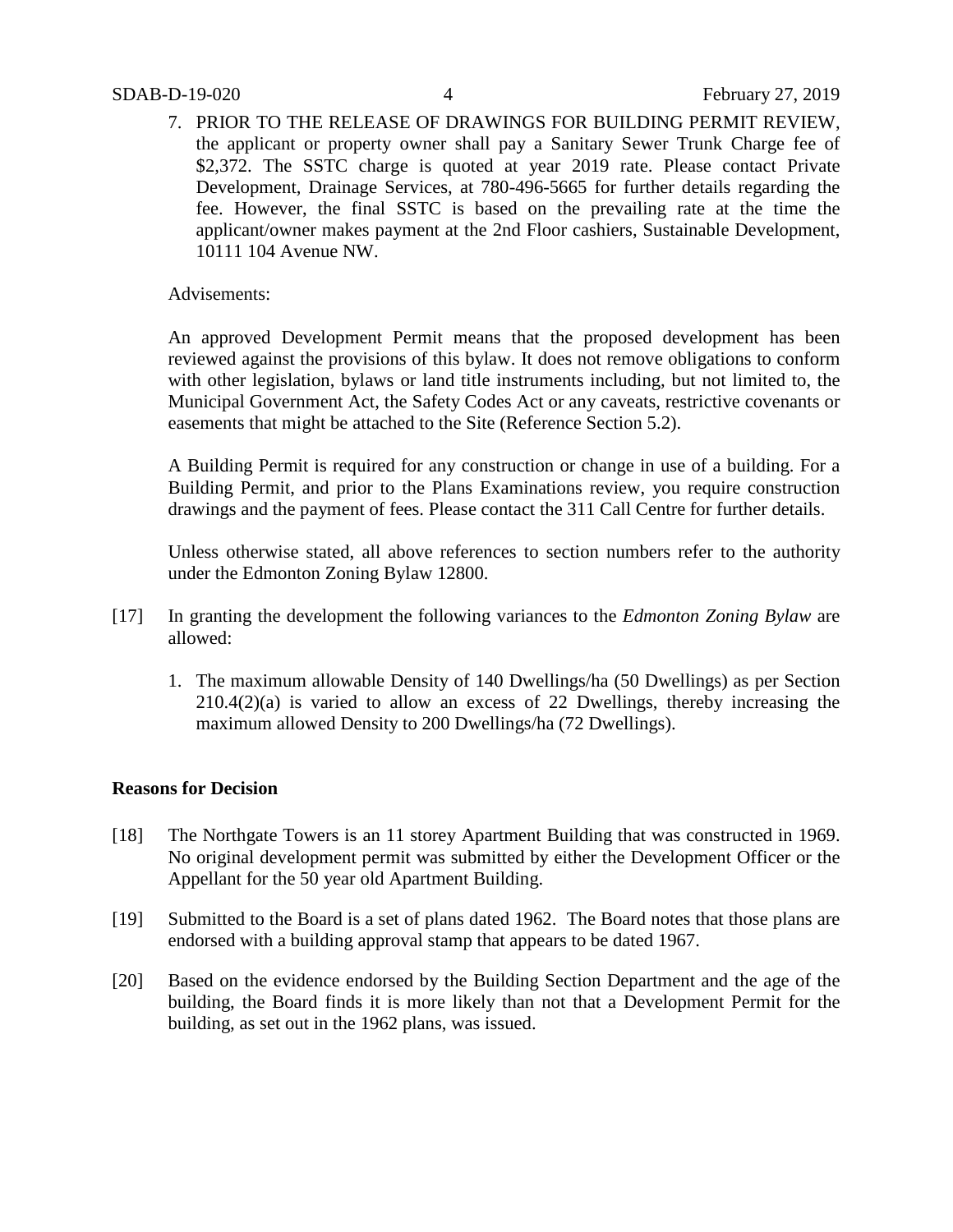7. PRIOR TO THE RELEASE OF DRAWINGS FOR BUILDING PERMIT REVIEW, the applicant or property owner shall pay a Sanitary Sewer Trunk Charge fee of $2,372. The SSTC charge is quoted at year 2019 rate. Please contact Private Development, Drainage Services, at 780-496-5665 for further details regarding the fee. However, the final SSTC is based on the prevailing rate at the time the applicant/owner makes payment at the 2nd Floor cashiers, Sustainable Development, 10111 104 Avenue NW.

Advisements:

An approved Development Permit means that the proposed development has been reviewed against the provisions of this bylaw. It does not remove obligations to conform with other legislation, bylaws or land title instruments including, but not limited to, the Municipal Government Act, the Safety Codes Act or any caveats, restrictive covenants or easements that might be attached to the Site (Reference Section 5.2).

A Building Permit is required for any construction or change in use of a building. For a Building Permit, and prior to the Plans Examinations review, you require construction drawings and the payment of fees. Please contact the 311 Call Centre for further details.

Unless otherwise stated, all above references to section numbers refer to the authority under the Edmonton Zoning Bylaw 12800.

[17] In granting the development the following variances to the *Edmonton Zoning Bylaw* are allowed:

1. The maximum allowable Density of 140 Dwellings/ha (50 Dwellings) as per Section 210.4(2)(a) is varied to allow an excess of 22 Dwellings, thereby increasing the maximum allowed Density to 200 Dwellings/ha (72 Dwellings).

**Reasons for Decision**

[18] The Northgate Towers is an 11 storey Apartment Building that was constructed in 1969. No original development permit was submitted by either the Development Officer or the Appellant for the 50 year old Apartment Building.

[19] Submitted to the Board is a set of plans dated 1962. The Board notes that those plans are endorsed with a building approval stamp that appears to be dated 1967.

[20] Based on the evidence endorsed by the Building Section Department and the age of the building, the Board finds it is more likely than not that a Development Permit for the building, as set out in the 1962 plans, was issued.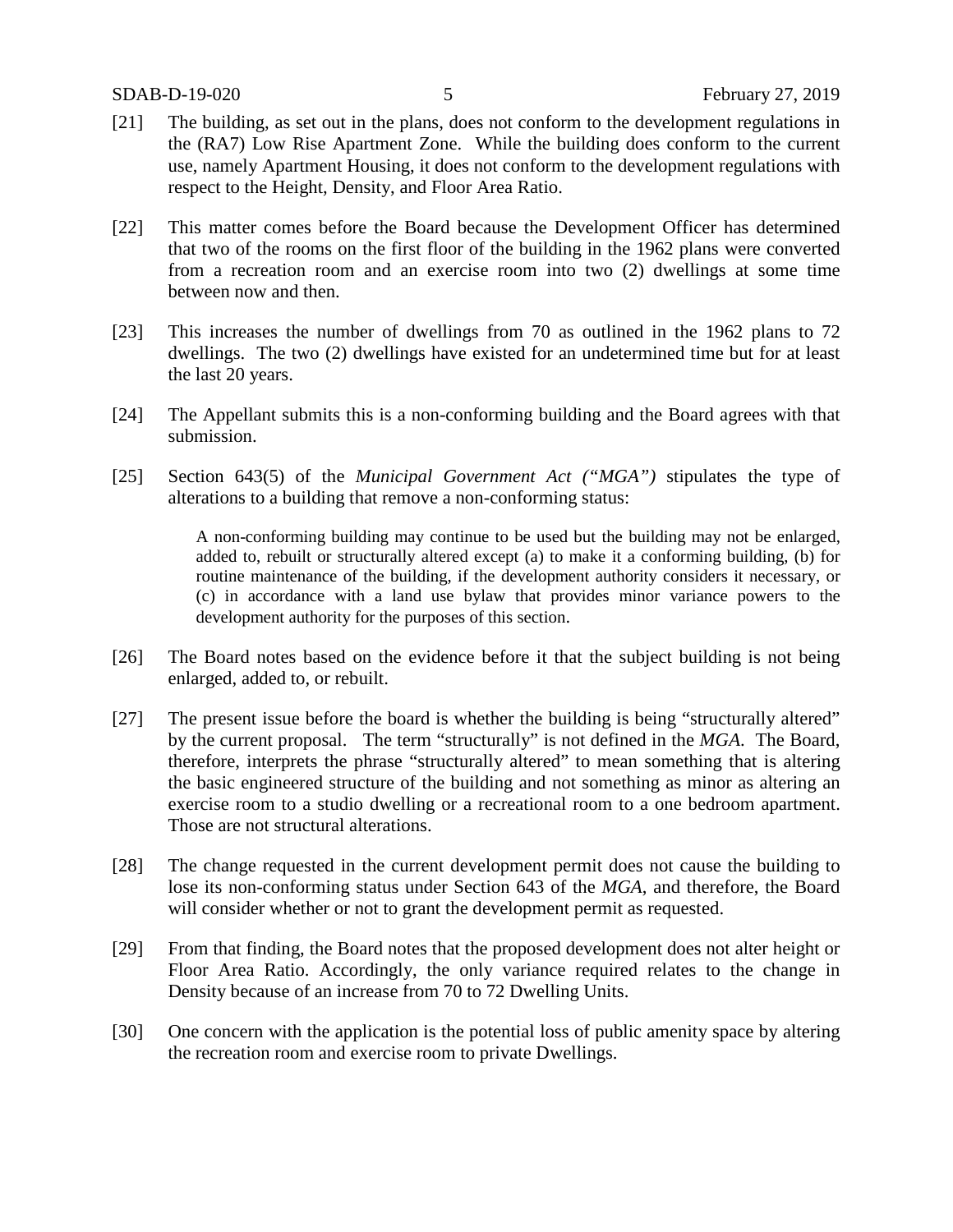[21] The building, as set out in the plans, does not conform to the development regulations in the (RA7) Low Rise Apartment Zone. While the building does conform to the current use, namely Apartment Housing, it does not conform to the development regulations with respect to the Height, Density, and Floor Area Ratio.

[22] This matter comes before the Board because the Development Officer has determined that two of the rooms on the first floor of the building in the 1962 plans were converted from a recreation room and an exercise room into two (2) dwellings at some time between now and then.

[23] This increases the number of dwellings from 70 as outlined in the 1962 plans to 72 dwellings. The two (2) dwellings have existed for an undetermined time but for at least the last 20 years.

[24] The Appellant submits this is a non-conforming building and the Board agrees with that submission.

[25] Section 643(5) of the *Municipal Government Act ("MGA")* stipulates the type of alterations to a building that remove a non-conforming status:

> A non-conforming building may continue to be used but the building may not be enlarged, added to, rebuilt or structurally altered except (a) to make it a conforming building, (b) for routine maintenance of the building, if the development authority considers it necessary, or (c) in accordance with a land use bylaw that provides minor variance powers to the development authority for the purposes of this section.

[26] The Board notes based on the evidence before it that the subject building is not being enlarged, added to, or rebuilt.

[27] The present issue before the board is whether the building is being "structurally altered" by the current proposal. The term "structurally" is not defined in the *MGA*. The Board, therefore, interprets the phrase "structurally altered" to mean something that is altering the basic engineered structure of the building and not something as minor as altering an exercise room to a studio dwelling or a recreational room to a one bedroom apartment. Those are not structural alterations.

[28] The change requested in the current development permit does not cause the building to lose its non-conforming status under Section 643 of the *MGA*, and therefore, the Board will consider whether or not to grant the development permit as requested.

[29] From that finding, the Board notes that the proposed development does not alter height or Floor Area Ratio. Accordingly, the only variance required relates to the change in Density because of an increase from 70 to 72 Dwelling Units.

[30] One concern with the application is the potential loss of public amenity space by altering the recreation room and exercise room to private Dwellings.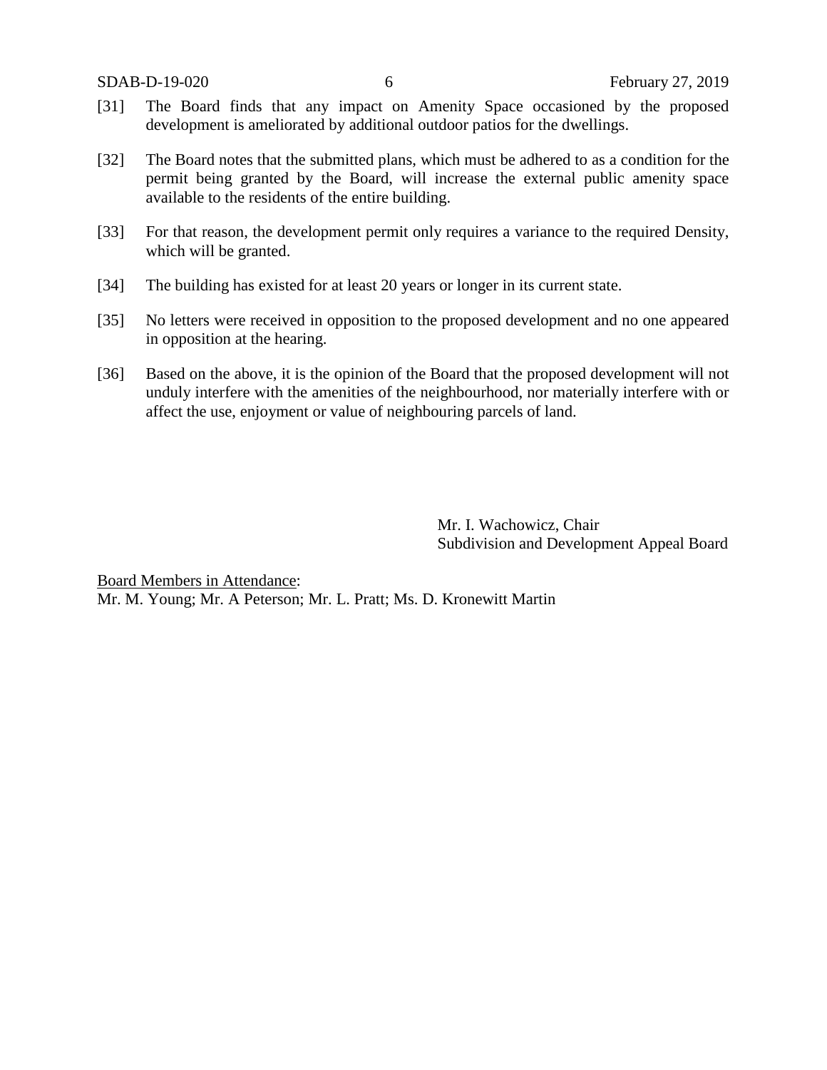[31] The Board finds that any impact on Amenity Space occasioned by the proposed development is ameliorated by additional outdoor patios for the dwellings.

[32] The Board notes that the submitted plans, which must be adhered to as a condition for the permit being granted by the Board, will increase the external public amenity space available to the residents of the entire building.

[33] For that reason, the development permit only requires a variance to the required Density, which will be granted.

[34] The building has existed for at least 20 years or longer in its current state.

[35] No letters were received in opposition to the proposed development and no one appeared in opposition at the hearing.

[36] Based on the above, it is the opinion of the Board that the proposed development will not unduly interfere with the amenities of the neighbourhood, nor materially interfere with or affect the use, enjoyment or value of neighbouring parcels of land.

Mr. I. Wachowicz, Chair
Subdivision and Development Appeal Board

Board Members in Attendance:
Mr. M. Young; Mr. A Peterson; Mr. L. Pratt; Ms. D. Kronewitt Martin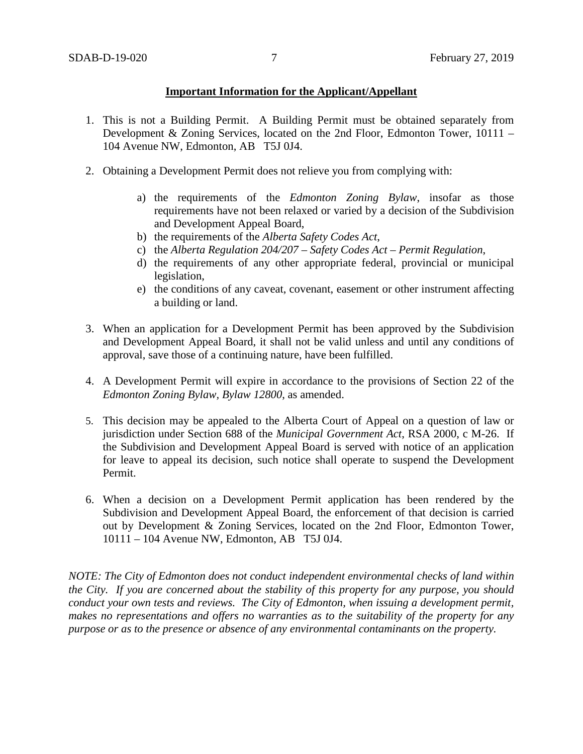**Important Information for the Applicant/Appellant**

1. This is not a Building Permit. A Building Permit must be obtained separately from Development & Zoning Services, located on the 2nd Floor, Edmonton Tower, 10111 – 104 Avenue NW, Edmonton, AB T5J 0J4.

2. Obtaining a Development Permit does not relieve you from complying with:

    a) the requirements of the *Edmonton Zoning Bylaw*, insofar as those requirements have not been relaxed or varied by a decision of the Subdivision and Development Appeal Board,
    b) the requirements of the *Alberta Safety Codes Act*,
    c) the *Alberta Regulation 204/207 – Safety Codes Act – Permit Regulation*,
    d) the requirements of any other appropriate federal, provincial or municipal legislation,
    e) the conditions of any caveat, covenant, easement or other instrument affecting a building or land.

3. When an application for a Development Permit has been approved by the Subdivision and Development Appeal Board, it shall not be valid unless and until any conditions of approval, save those of a continuing nature, have been fulfilled.

4. A Development Permit will expire in accordance to the provisions of Section 22 of the *Edmonton Zoning Bylaw, Bylaw 12800*, as amended.

5. This decision may be appealed to the Alberta Court of Appeal on a question of law or jurisdiction under Section 688 of the *Municipal Government Act*, RSA 2000, c M-26. If the Subdivision and Development Appeal Board is served with notice of an application for leave to appeal its decision, such notice shall operate to suspend the Development Permit.

6. When a decision on a Development Permit application has been rendered by the Subdivision and Development Appeal Board, the enforcement of that decision is carried out by Development & Zoning Services, located on the 2nd Floor, Edmonton Tower, 10111 – 104 Avenue NW, Edmonton, AB T5J 0J4.

*NOTE: The City of Edmonton does not conduct independent environmental checks of land within the City. If you are concerned about the stability of this property for any purpose, you should conduct your own tests and reviews. The City of Edmonton, when issuing a development permit, makes no representations and offers no warranties as to the suitability of the property for any purpose or as to the presence or absence of any environmental contaminants on the property.*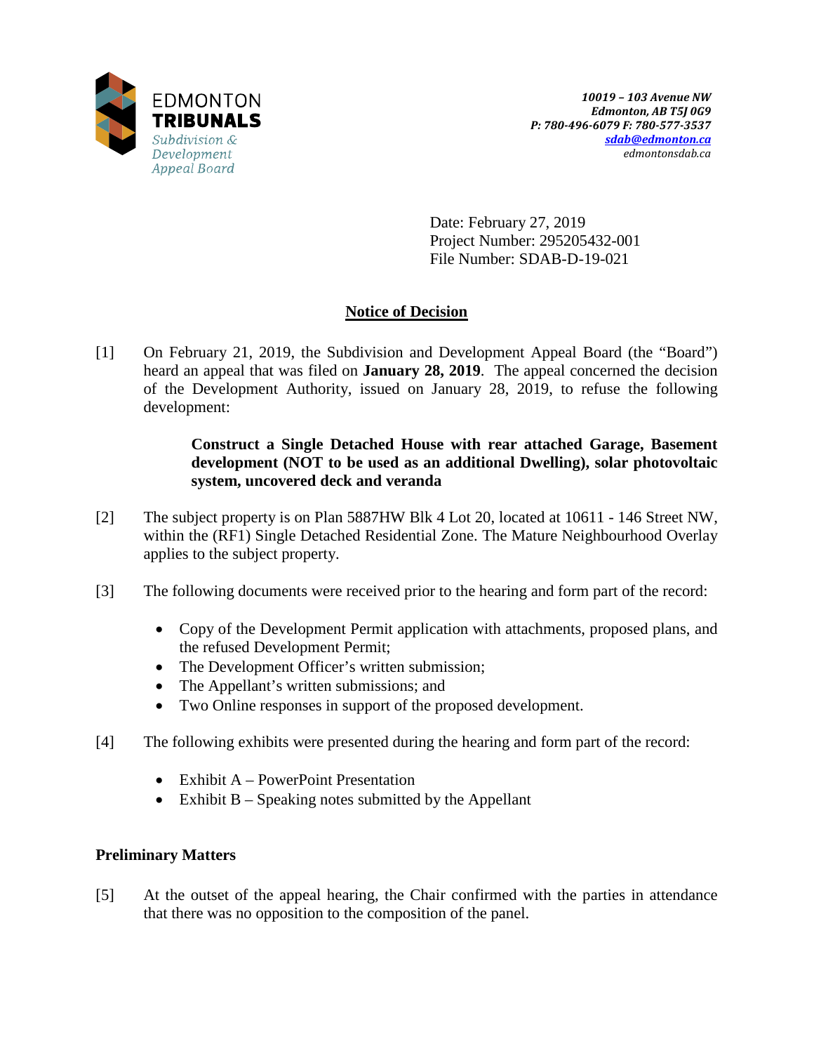EDMONTON
**TRIBUNALS**
*Subdivision & Development Appeal Board*

*10019 – 103 Avenue NW*
*Edmonton, AB T5J 0G9*
*P: 780-496-6079 F: 780-577-3537*
*sdab@edmonton.ca*
*edmontonsdab.ca*

Date: February 27, 2019
Project Number: 295205432-001
File Number: SDAB-D-19-021

## Notice of Decision

[1] On February 21, 2019, the Subdivision and Development Appeal Board (the "Board") heard an appeal that was filed on **January 28, 2019**. The appeal concerned the decision of the Development Authority, issued on January 28, 2019, to refuse the following development:

> **Construct a Single Detached House with rear attached Garage, Basement development (NOT to be used as an additional Dwelling), solar photovoltaic system, uncovered deck and veranda**

[2] The subject property is on Plan 5887HW Blk 4 Lot 20, located at 10611 - 146 Street NW, within the (RF1) Single Detached Residential Zone. The Mature Neighbourhood Overlay applies to the subject property.

[3] The following documents were received prior to the hearing and form part of the record:

- Copy of the Development Permit application with attachments, proposed plans, and the refused Development Permit;
- The Development Officer's written submission;
- The Appellant's written submissions; and
- Two Online responses in support of the proposed development.

[4] The following exhibits were presented during the hearing and form part of the record:

- Exhibit A – PowerPoint Presentation
- Exhibit B – Speaking notes submitted by the Appellant

### Preliminary Matters

[5] At the outset of the appeal hearing, the Chair confirmed with the parties in attendance that there was no opposition to the composition of the panel.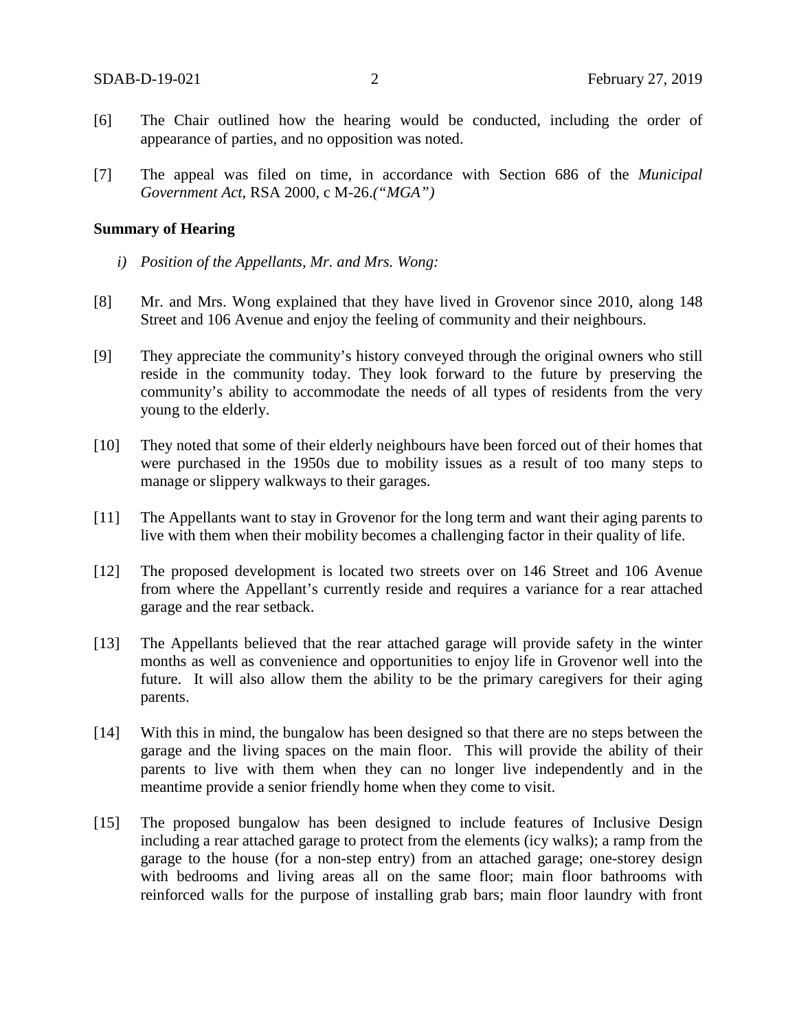[6] The Chair outlined how the hearing would be conducted, including the order of appearance of parties, and no opposition was noted.

[7] The appeal was filed on time, in accordance with Section 686 of the *Municipal Government Act*, RSA 2000, c M-26.*("MGA")*

**Summary of Hearing**

*i) Position of the Appellants, Mr. and Mrs. Wong:*

[8] Mr. and Mrs. Wong explained that they have lived in Grovenor since 2010, along 148 Street and 106 Avenue and enjoy the feeling of community and their neighbours.

[9] They appreciate the community's history conveyed through the original owners who still reside in the community today. They look forward to the future by preserving the community's ability to accommodate the needs of all types of residents from the very young to the elderly.

[10] They noted that some of their elderly neighbours have been forced out of their homes that were purchased in the 1950s due to mobility issues as a result of too many steps to manage or slippery walkways to their garages.

[11] The Appellants want to stay in Grovenor for the long term and want their aging parents to live with them when their mobility becomes a challenging factor in their quality of life.

[12] The proposed development is located two streets over on 146 Street and 106 Avenue from where the Appellant's currently reside and requires a variance for a rear attached garage and the rear setback.

[13] The Appellants believed that the rear attached garage will provide safety in the winter months as well as convenience and opportunities to enjoy life in Grovenor well into the future. It will also allow them the ability to be the primary caregivers for their aging parents.

[14] With this in mind, the bungalow has been designed so that there are no steps between the garage and the living spaces on the main floor. This will provide the ability of their parents to live with them when they can no longer live independently and in the meantime provide a senior friendly home when they come to visit.

[15] The proposed bungalow has been designed to include features of Inclusive Design including a rear attached garage to protect from the elements (icy walks); a ramp from the garage to the house (for a non-step entry) from an attached garage; one-storey design with bedrooms and living areas all on the same floor; main floor bathrooms with reinforced walls for the purpose of installing grab bars; main floor laundry with front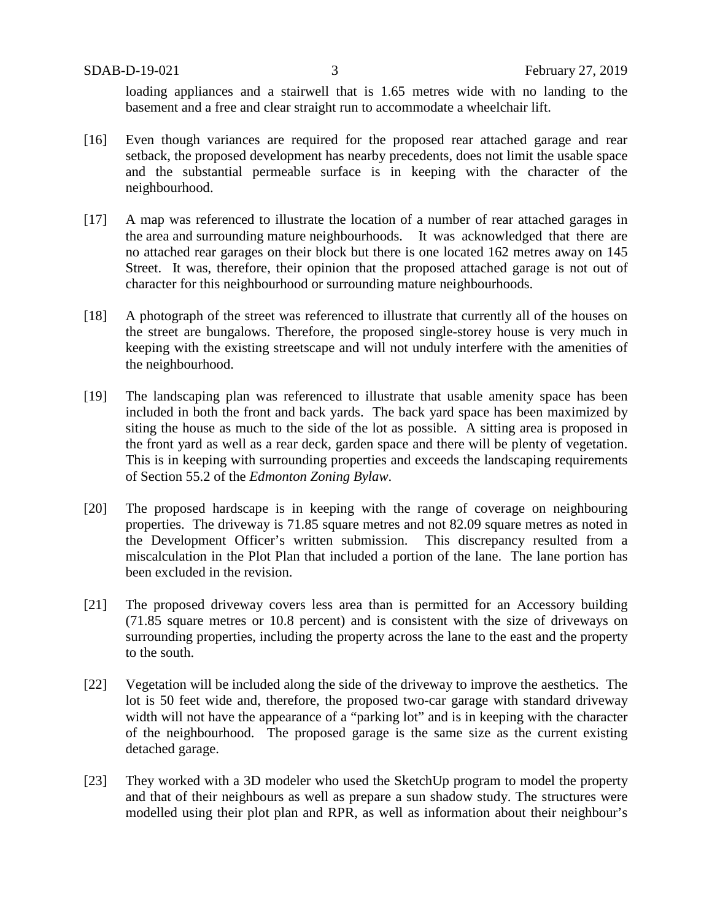loading appliances and a stairwell that is 1.65 metres wide with no landing to the basement and a free and clear straight run to accommodate a wheelchair lift.

[16] Even though variances are required for the proposed rear attached garage and rear setback, the proposed development has nearby precedents, does not limit the usable space and the substantial permeable surface is in keeping with the character of the neighbourhood.

[17] A map was referenced to illustrate the location of a number of rear attached garages in the area and surrounding mature neighbourhoods. It was acknowledged that there are no attached rear garages on their block but there is one located 162 metres away on 145 Street. It was, therefore, their opinion that the proposed attached garage is not out of character for this neighbourhood or surrounding mature neighbourhoods.

[18] A photograph of the street was referenced to illustrate that currently all of the houses on the street are bungalows. Therefore, the proposed single-storey house is very much in keeping with the existing streetscape and will not unduly interfere with the amenities of the neighbourhood.

[19] The landscaping plan was referenced to illustrate that usable amenity space has been included in both the front and back yards. The back yard space has been maximized by siting the house as much to the side of the lot as possible. A sitting area is proposed in the front yard as well as a rear deck, garden space and there will be plenty of vegetation. This is in keeping with surrounding properties and exceeds the landscaping requirements of Section 55.2 of the *Edmonton Zoning Bylaw*.

[20] The proposed hardscape is in keeping with the range of coverage on neighbouring properties. The driveway is 71.85 square metres and not 82.09 square metres as noted in the Development Officer's written submission. This discrepancy resulted from a miscalculation in the Plot Plan that included a portion of the lane. The lane portion has been excluded in the revision.

[21] The proposed driveway covers less area than is permitted for an Accessory building (71.85 square metres or 10.8 percent) and is consistent with the size of driveways on surrounding properties, including the property across the lane to the east and the property to the south.

[22] Vegetation will be included along the side of the driveway to improve the aesthetics. The lot is 50 feet wide and, therefore, the proposed two-car garage with standard driveway width will not have the appearance of a "parking lot" and is in keeping with the character of the neighbourhood. The proposed garage is the same size as the current existing detached garage.

[23] They worked with a 3D modeler who used the SketchUp program to model the property and that of their neighbours as well as prepare a sun shadow study. The structures were modelled using their plot plan and RPR, as well as information about their neighbour's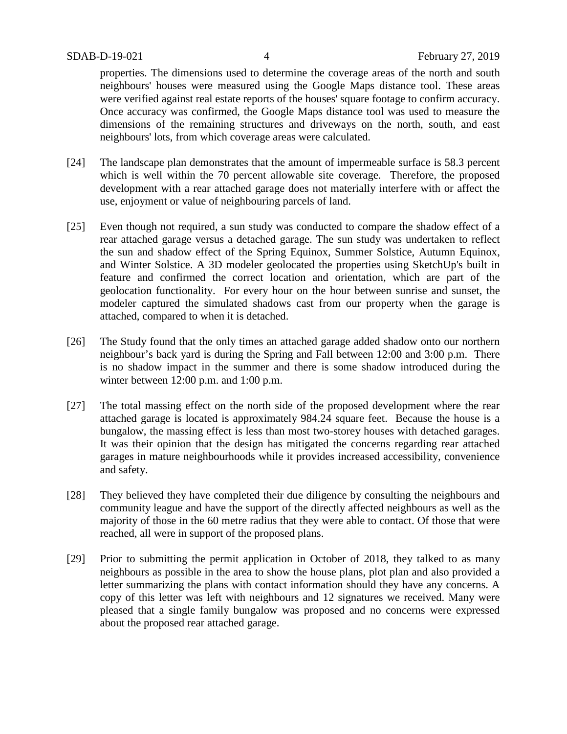properties. The dimensions used to determine the coverage areas of the north and south neighbours' houses were measured using the Google Maps distance tool. These areas were verified against real estate reports of the houses' square footage to confirm accuracy. Once accuracy was confirmed, the Google Maps distance tool was used to measure the dimensions of the remaining structures and driveways on the north, south, and east neighbours' lots, from which coverage areas were calculated.

[24] The landscape plan demonstrates that the amount of impermeable surface is 58.3 percent which is well within the 70 percent allowable site coverage. Therefore, the proposed development with a rear attached garage does not materially interfere with or affect the use, enjoyment or value of neighbouring parcels of land.

[25] Even though not required, a sun study was conducted to compare the shadow effect of a rear attached garage versus a detached garage. The sun study was undertaken to reflect the sun and shadow effect of the Spring Equinox, Summer Solstice, Autumn Equinox, and Winter Solstice. A 3D modeler geolocated the properties using SketchUp's built in feature and confirmed the correct location and orientation, which are part of the geolocation functionality. For every hour on the hour between sunrise and sunset, the modeler captured the simulated shadows cast from our property when the garage is attached, compared to when it is detached.

[26] The Study found that the only times an attached garage added shadow onto our northern neighbour's back yard is during the Spring and Fall between 12:00 and 3:00 p.m. There is no shadow impact in the summer and there is some shadow introduced during the winter between 12:00 p.m. and 1:00 p.m.

[27] The total massing effect on the north side of the proposed development where the rear attached garage is located is approximately 984.24 square feet. Because the house is a bungalow, the massing effect is less than most two-storey houses with detached garages. It was their opinion that the design has mitigated the concerns regarding rear attached garages in mature neighbourhoods while it provides increased accessibility, convenience and safety.

[28] They believed they have completed their due diligence by consulting the neighbours and community league and have the support of the directly affected neighbours as well as the majority of those in the 60 metre radius that they were able to contact. Of those that were reached, all were in support of the proposed plans.

[29] Prior to submitting the permit application in October of 2018, they talked to as many neighbours as possible in the area to show the house plans, plot plan and also provided a letter summarizing the plans with contact information should they have any concerns. A copy of this letter was left with neighbours and 12 signatures we received. Many were pleased that a single family bungalow was proposed and no concerns were expressed about the proposed rear attached garage.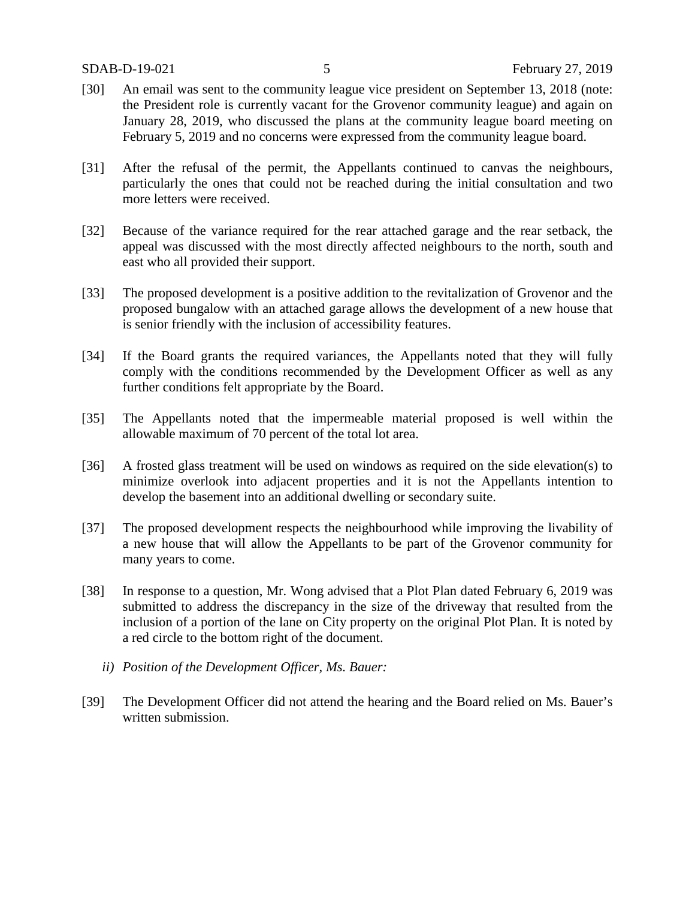[30] An email was sent to the community league vice president on September 13, 2018 (note: the President role is currently vacant for the Grovenor community league) and again on January 28, 2019, who discussed the plans at the community league board meeting on February 5, 2019 and no concerns were expressed from the community league board.

[31] After the refusal of the permit, the Appellants continued to canvas the neighbours, particularly the ones that could not be reached during the initial consultation and two more letters were received.

[32] Because of the variance required for the rear attached garage and the rear setback, the appeal was discussed with the most directly affected neighbours to the north, south and east who all provided their support.

[33] The proposed development is a positive addition to the revitalization of Grovenor and the proposed bungalow with an attached garage allows the development of a new house that is senior friendly with the inclusion of accessibility features.

[34] If the Board grants the required variances, the Appellants noted that they will fully comply with the conditions recommended by the Development Officer as well as any further conditions felt appropriate by the Board.

[35] The Appellants noted that the impermeable material proposed is well within the allowable maximum of 70 percent of the total lot area.

[36] A frosted glass treatment will be used on windows as required on the side elevation(s) to minimize overlook into adjacent properties and it is not the Appellants intention to develop the basement into an additional dwelling or secondary suite.

[37] The proposed development respects the neighbourhood while improving the livability of a new house that will allow the Appellants to be part of the Grovenor community for many years to come.

[38] In response to a question, Mr. Wong advised that a Plot Plan dated February 6, 2019 was submitted to address the discrepancy in the size of the driveway that resulted from the inclusion of a portion of the lane on City property on the original Plot Plan. It is noted by a red circle to the bottom right of the document.

*ii) Position of the Development Officer, Ms. Bauer:*

[39] The Development Officer did not attend the hearing and the Board relied on Ms. Bauer's written submission.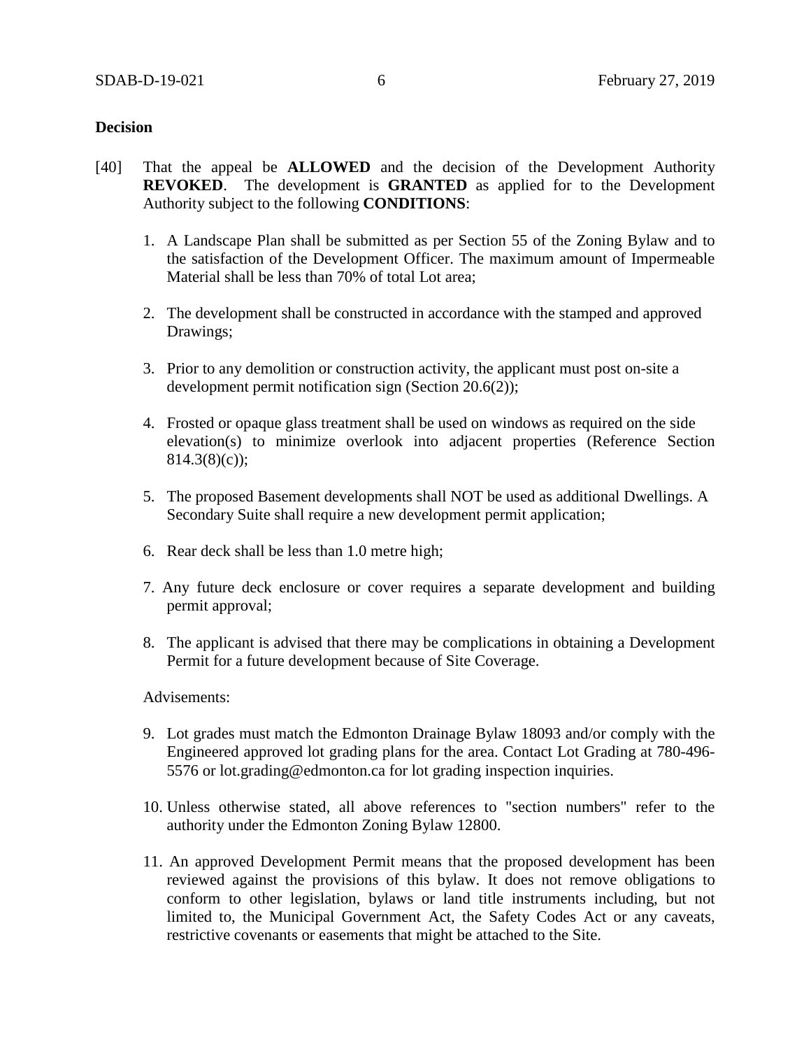**Decision**

[40] That the appeal be **ALLOWED** and the decision of the Development Authority **REVOKED**. The development is **GRANTED** as applied for to the Development Authority subject to the following **CONDITIONS**:

1. A Landscape Plan shall be submitted as per Section 55 of the Zoning Bylaw and to the satisfaction of the Development Officer. The maximum amount of Impermeable Material shall be less than 70% of total Lot area;

2. The development shall be constructed in accordance with the stamped and approved Drawings;

3. Prior to any demolition or construction activity, the applicant must post on-site a development permit notification sign (Section 20.6(2));

4. Frosted or opaque glass treatment shall be used on windows as required on the side elevation(s) to minimize overlook into adjacent properties (Reference Section 814.3(8)(c));

5. The proposed Basement developments shall NOT be used as additional Dwellings. A Secondary Suite shall require a new development permit application;

6. Rear deck shall be less than 1.0 metre high;

7. Any future deck enclosure or cover requires a separate development and building permit approval;

8. The applicant is advised that there may be complications in obtaining a Development Permit for a future development because of Site Coverage.

Advisements:

9. Lot grades must match the Edmonton Drainage Bylaw 18093 and/or comply with the Engineered approved lot grading plans for the area. Contact Lot Grading at 780-496-5576 or lot.grading@edmonton.ca for lot grading inspection inquiries.

10. Unless otherwise stated, all above references to "section numbers" refer to the authority under the Edmonton Zoning Bylaw 12800.

11. An approved Development Permit means that the proposed development has been reviewed against the provisions of this bylaw. It does not remove obligations to conform to other legislation, bylaws or land title instruments including, but not limited to, the Municipal Government Act, the Safety Codes Act or any caveats, restrictive covenants or easements that might be attached to the Site.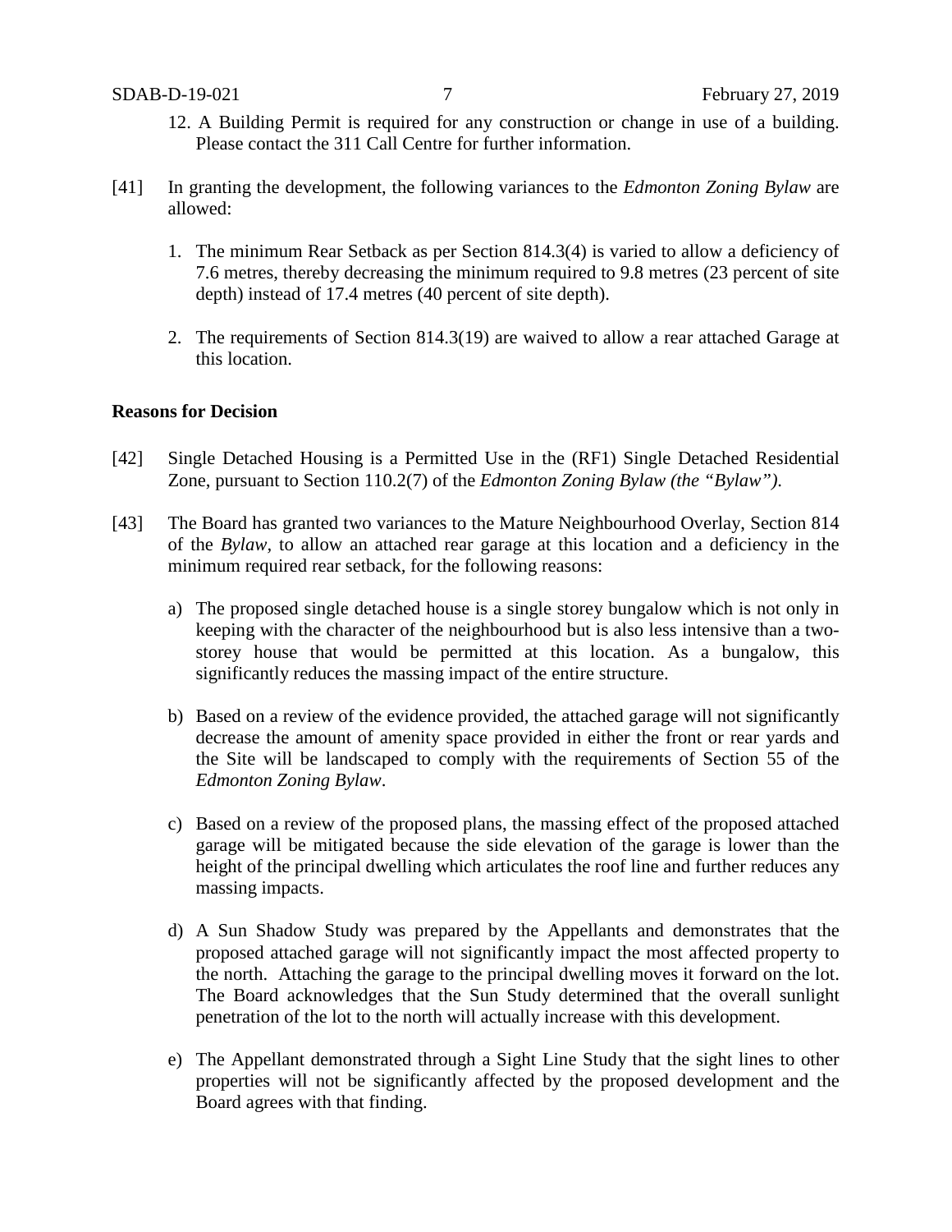12. A Building Permit is required for any construction or change in use of a building. Please contact the 311 Call Centre for further information.

[41] In granting the development, the following variances to the *Edmonton Zoning Bylaw* are allowed:

1. The minimum Rear Setback as per Section 814.3(4) is varied to allow a deficiency of 7.6 metres, thereby decreasing the minimum required to 9.8 metres (23 percent of site depth) instead of 17.4 metres (40 percent of site depth).

2. The requirements of Section 814.3(19) are waived to allow a rear attached Garage at this location.

**Reasons for Decision**

[42] Single Detached Housing is a Permitted Use in the (RF1) Single Detached Residential Zone, pursuant to Section 110.2(7) of the *Edmonton Zoning Bylaw (the "Bylaw")*.

[43] The Board has granted two variances to the Mature Neighbourhood Overlay, Section 814 of the *Bylaw*, to allow an attached rear garage at this location and a deficiency in the minimum required rear setback, for the following reasons:

a) The proposed single detached house is a single storey bungalow which is not only in keeping with the character of the neighbourhood but is also less intensive than a two-storey house that would be permitted at this location. As a bungalow, this significantly reduces the massing impact of the entire structure.

b) Based on a review of the evidence provided, the attached garage will not significantly decrease the amount of amenity space provided in either the front or rear yards and the Site will be landscaped to comply with the requirements of Section 55 of the *Edmonton Zoning Bylaw*.

c) Based on a review of the proposed plans, the massing effect of the proposed attached garage will be mitigated because the side elevation of the garage is lower than the height of the principal dwelling which articulates the roof line and further reduces any massing impacts.

d) A Sun Shadow Study was prepared by the Appellants and demonstrates that the proposed attached garage will not significantly impact the most affected property to the north. Attaching the garage to the principal dwelling moves it forward on the lot. The Board acknowledges that the Sun Study determined that the overall sunlight penetration of the lot to the north will actually increase with this development.

e) The Appellant demonstrated through a Sight Line Study that the sight lines to other properties will not be significantly affected by the proposed development and the Board agrees with that finding.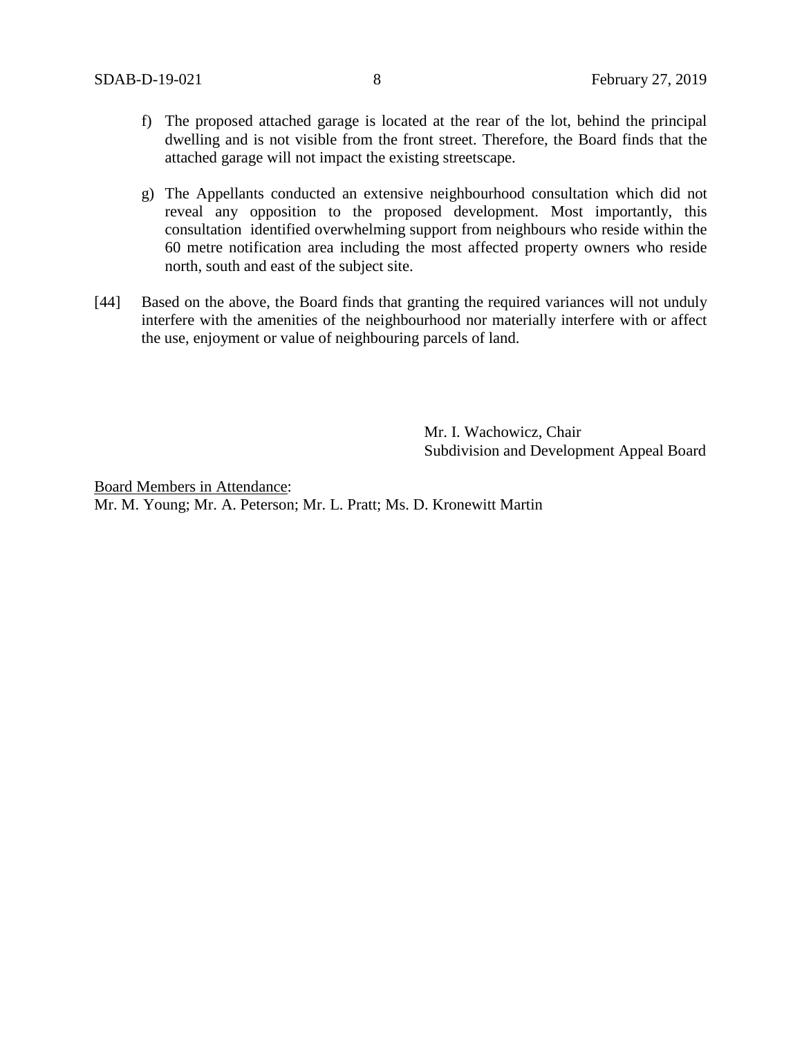f) The proposed attached garage is located at the rear of the lot, behind the principal dwelling and is not visible from the front street. Therefore, the Board finds that the attached garage will not impact the existing streetscape.

g) The Appellants conducted an extensive neighbourhood consultation which did not reveal any opposition to the proposed development. Most importantly, this consultation identified overwhelming support from neighbours who reside within the 60 metre notification area including the most affected property owners who reside north, south and east of the subject site.

[44] Based on the above, the Board finds that granting the required variances will not unduly interfere with the amenities of the neighbourhood nor materially interfere with or affect the use, enjoyment or value of neighbouring parcels of land.

Mr. I. Wachowicz, Chair
Subdivision and Development Appeal Board

Board Members in Attendance:
Mr. M. Young; Mr. A. Peterson; Mr. L. Pratt; Ms. D. Kronewitt Martin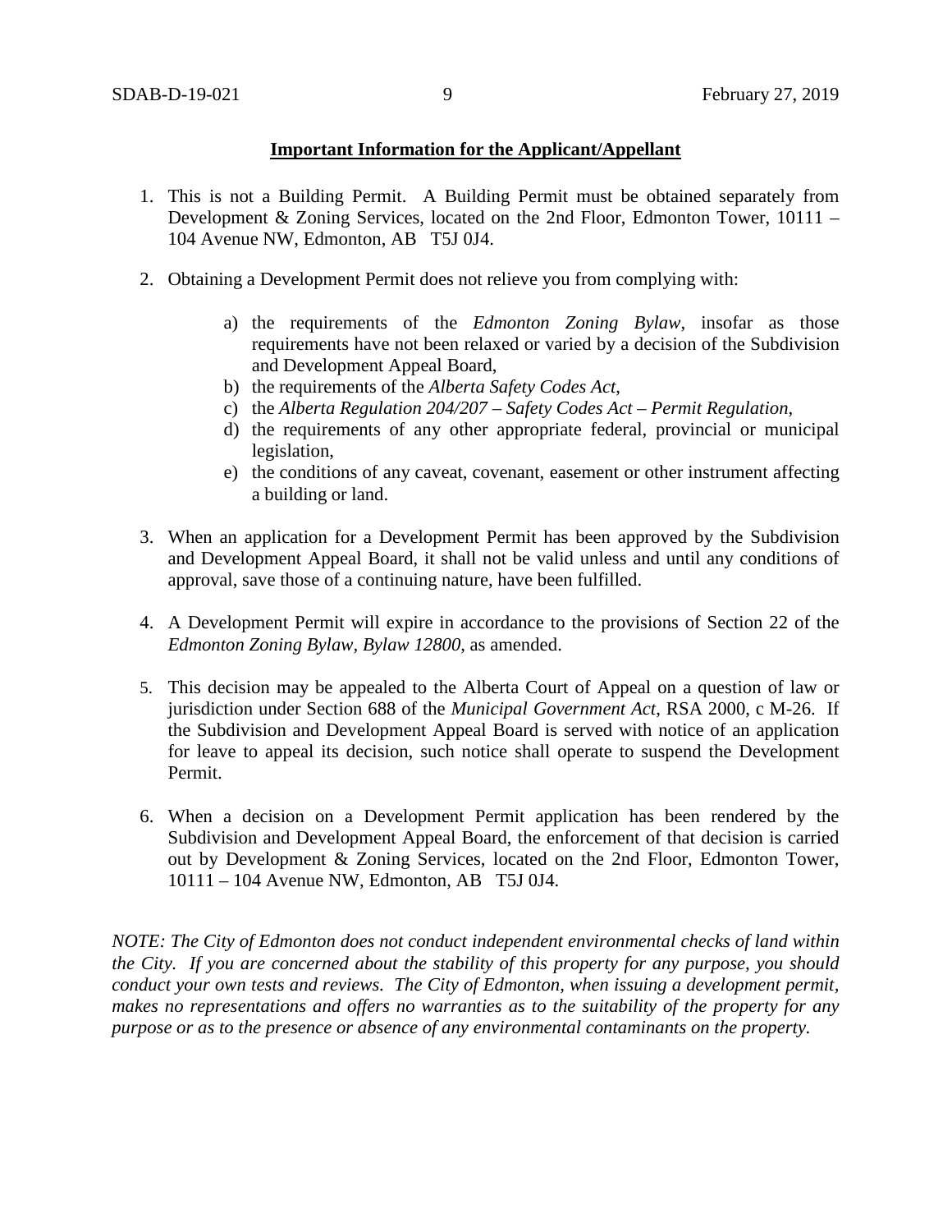**Important Information for the Applicant/Appellant**

1. This is not a Building Permit. A Building Permit must be obtained separately from Development & Zoning Services, located on the 2nd Floor, Edmonton Tower, 10111 – 104 Avenue NW, Edmonton, AB T5J 0J4.

2. Obtaining a Development Permit does not relieve you from complying with:

   a) the requirements of the *Edmonton Zoning Bylaw*, insofar as those requirements have not been relaxed or varied by a decision of the Subdivision and Development Appeal Board,
   b) the requirements of the *Alberta Safety Codes Act*,
   c) the *Alberta Regulation 204/207 – Safety Codes Act – Permit Regulation*,
   d) the requirements of any other appropriate federal, provincial or municipal legislation,
   e) the conditions of any caveat, covenant, easement or other instrument affecting a building or land.

3. When an application for a Development Permit has been approved by the Subdivision and Development Appeal Board, it shall not be valid unless and until any conditions of approval, save those of a continuing nature, have been fulfilled.

4. A Development Permit will expire in accordance to the provisions of Section 22 of the *Edmonton Zoning Bylaw, Bylaw 12800*, as amended.

5. This decision may be appealed to the Alberta Court of Appeal on a question of law or jurisdiction under Section 688 of the *Municipal Government Act*, RSA 2000, c M-26. If the Subdivision and Development Appeal Board is served with notice of an application for leave to appeal its decision, such notice shall operate to suspend the Development Permit.

6. When a decision on a Development Permit application has been rendered by the Subdivision and Development Appeal Board, the enforcement of that decision is carried out by Development & Zoning Services, located on the 2nd Floor, Edmonton Tower, 10111 – 104 Avenue NW, Edmonton, AB T5J 0J4.

*NOTE: The City of Edmonton does not conduct independent environmental checks of land within the City. If you are concerned about the stability of this property for any purpose, you should conduct your own tests and reviews. The City of Edmonton, when issuing a development permit, makes no representations and offers no warranties as to the suitability of the property for any purpose or as to the presence or absence of any environmental contaminants on the property.*